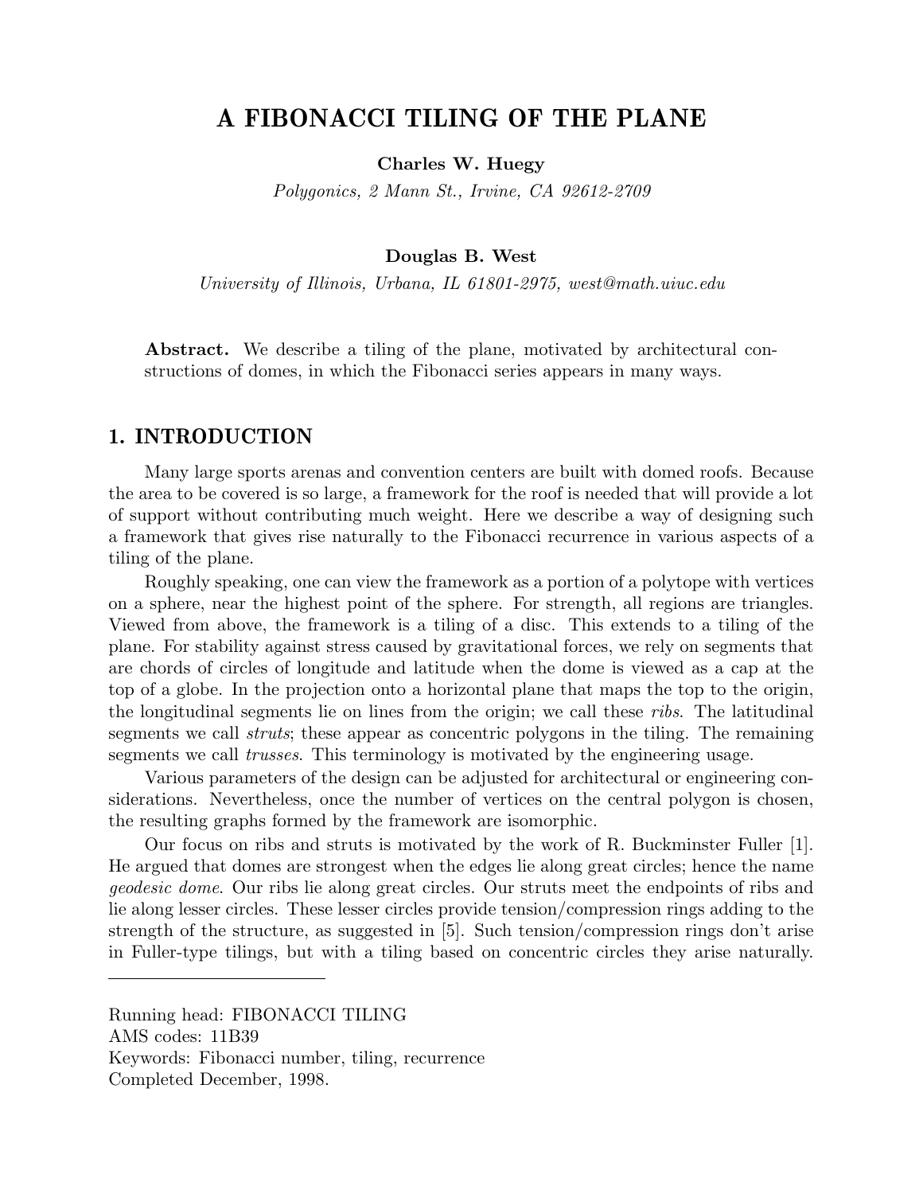# A FIBONACCI TILING OF THE PLANE

**Charles W. Huegy**

*Polygonics, 2 Mann St., Irvine, CA 92612-2709*

**Douglas B. West**

*University of Illinois, Urbana, IL 61801-2975, west@math.uiuc.edu*

**Abstract.** We describe a tiling of the plane, motivated by architectural constructions of domes, in which the Fibonacci series appears in many ways.

## 1. INTRODUCTION

Many large sports arenas and convention centers are built with domed roofs. Because the area to be covered is so large, a framework for the roof is needed that will provide a lot of support without contributing much weight. Here we describe a way of designing such a framework that gives rise naturally to the Fibonacci recurrence in various aspects of a tiling of the plane.

Roughly speaking, one can view the framework as a portion of a polytope with vertices on a sphere, near the highest point of the sphere. For strength, all regions are triangles. Viewed from above, the framework is a tiling of a disc. This extends to a tiling of the plane. For stability against stress caused by gravitational forces, we rely on segments that are chords of circles of longitude and latitude when the dome is viewed as a cap at the top of a globe. In the projection onto a horizontal plane that maps the top to the origin, the longitudinal segments lie on lines from the origin; we call these *ribs*. The latitudinal segments we call *struts*; these appear as concentric polygons in the tiling. The remaining segments we call *trusses*. This terminology is motivated by the engineering usage.

Various parameters of the design can be adjusted for architectural or engineering considerations. Nevertheless, once the number of vertices on the central polygon is chosen, the resulting graphs formed by the framework are isomorphic.

Our focus on ribs and struts is motivated by the work of R. Buckminster Fuller [1]. He argued that domes are strongest when the edges lie along great circles; hence the name *geodesic dome*. Our ribs lie along great circles. Our struts meet the endpoints of ribs and lie along lesser circles. These lesser circles provide tension/compression rings adding to the strength of the structure, as suggested in [5]. Such tension/compression rings don't arise in Fuller-type tilings, but with a tiling based on concentric circles they arise naturally.

---

Running head: FIBONACCI TILING
AMS codes: 11B39
Keywords: Fibonacci number, tiling, recurrence
Completed December, 1998.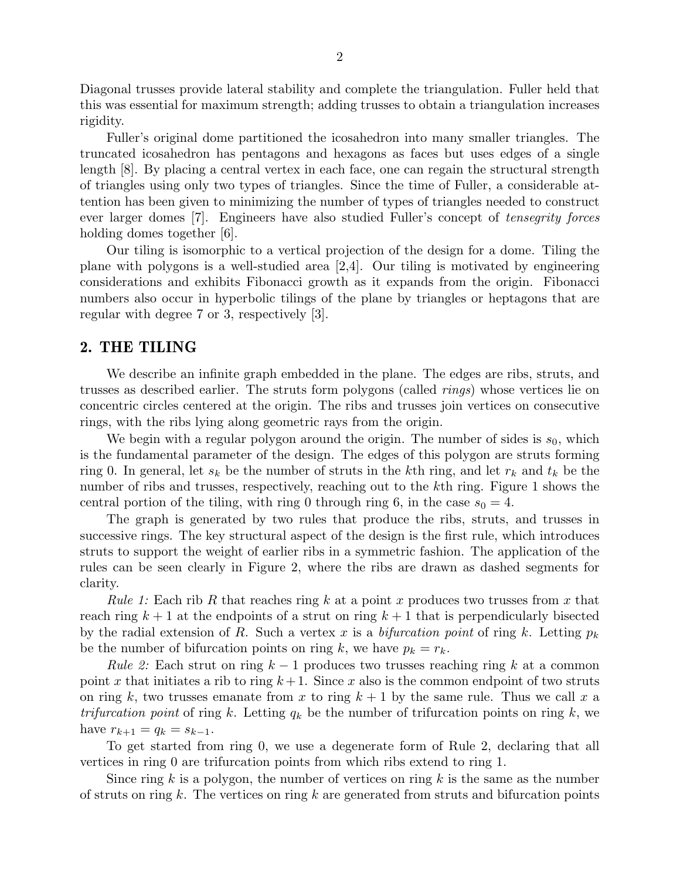Diagonal trusses provide lateral stability and complete the triangulation. Fuller held that this was essential for maximum strength; adding trusses to obtain a triangulation increases rigidity.

Fuller's original dome partitioned the icosahedron into many smaller triangles. The truncated icosahedron has pentagons and hexagons as faces but uses edges of a single length [8]. By placing a central vertex in each face, one can regain the structural strength of triangles using only two types of triangles. Since the time of Fuller, a considerable attention has been given to minimizing the number of types of triangles needed to construct ever larger domes [7]. Engineers have also studied Fuller's concept of *tensegrity forces* holding domes together [6].

Our tiling is isomorphic to a vertical projection of the design for a dome. Tiling the plane with polygons is a well-studied area [2,4]. Our tiling is motivated by engineering considerations and exhibits Fibonacci growth as it expands from the origin. Fibonacci numbers also occur in hyperbolic tilings of the plane by triangles or heptagons that are regular with degree 7 or 3, respectively [3].

## 2. THE TILING

We describe an infinite graph embedded in the plane. The edges are ribs, struts, and trusses as described earlier. The struts form polygons (called *rings*) whose vertices lie on concentric circles centered at the origin. The ribs and trusses join vertices on consecutive rings, with the ribs lying along geometric rays from the origin.

We begin with a regular polygon around the origin. The number of sides is $s_0$, which is the fundamental parameter of the design. The edges of this polygon are struts forming ring 0. In general, let $s_k$ be the number of struts in the $k$th ring, and let $r_k$ and $t_k$ be the number of ribs and trusses, respectively, reaching out to the $k$th ring. Figure 1 shows the central portion of the tiling, with ring 0 through ring 6, in the case $s_0 = 4$.

The graph is generated by two rules that produce the ribs, struts, and trusses in successive rings. The key structural aspect of the design is the first rule, which introduces struts to support the weight of earlier ribs in a symmetric fashion. The application of the rules can be seen clearly in Figure 2, where the ribs are drawn as dashed segments for clarity.

*Rule 1:* Each rib $R$ that reaches ring $k$ at a point $x$ produces two trusses from $x$ that reach ring $k+1$ at the endpoints of a strut on ring $k+1$ that is perpendicularly bisected by the radial extension of $R$. Such a vertex $x$ is a *bifurcation point* of ring $k$. Letting $p_k$ be the number of bifurcation points on ring $k$, we have $p_k = r_k$.

*Rule 2:* Each strut on ring $k-1$ produces two trusses reaching ring $k$ at a common point $x$ that initiates a rib to ring $k+1$. Since $x$ also is the common endpoint of two struts on ring $k$, two trusses emanate from $x$ to ring $k+1$ by the same rule. Thus we call $x$ a *trifurcation point* of ring $k$. Letting $q_k$ be the number of trifurcation points on ring $k$, we have $r_{k+1} = q_k = s_{k-1}$.

To get started from ring 0, we use a degenerate form of Rule 2, declaring that all vertices in ring 0 are trifurcation points from which ribs extend to ring 1.

Since ring $k$ is a polygon, the number of vertices on ring $k$ is the same as the number of struts on ring $k$. The vertices on ring $k$ are generated from struts and bifurcation points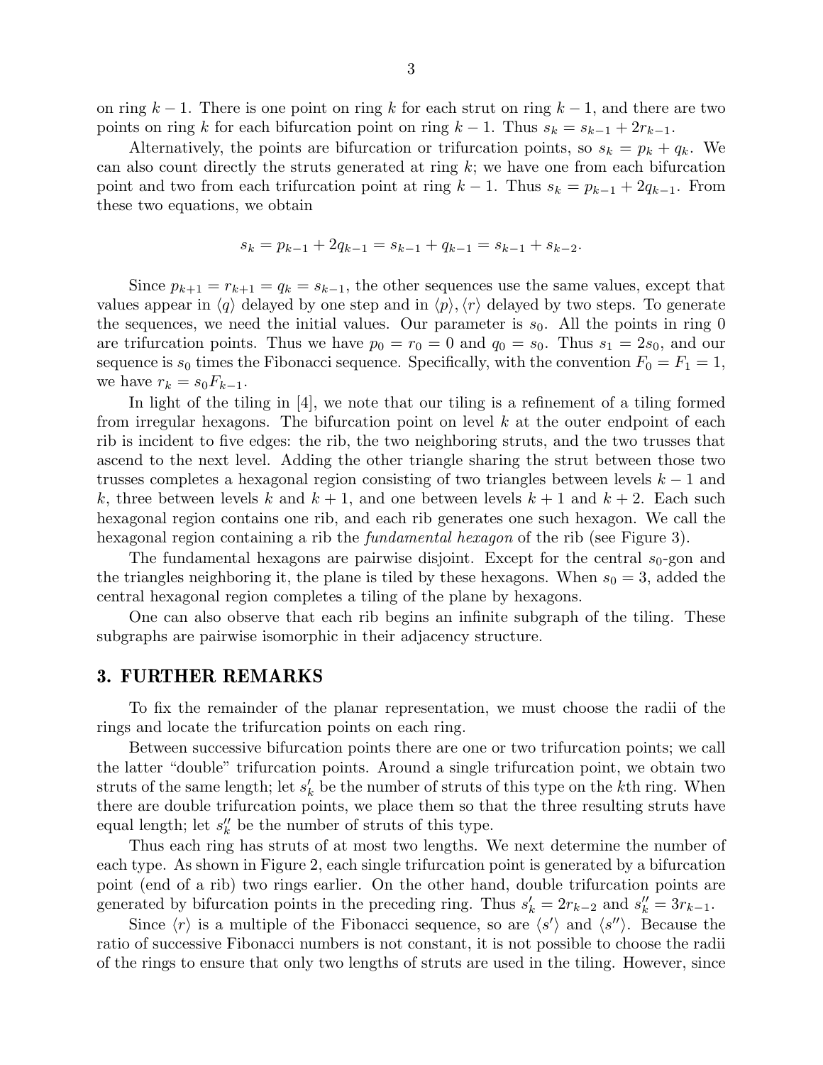on ring $k-1$. There is one point on ring $k$ for each strut on ring $k-1$, and there are two points on ring $k$ for each bifurcation point on ring $k-1$. Thus $s_k = s_{k-1} + 2r_{k-1}$.

Alternatively, the points are bifurcation or trifurcation points, so $s_k = p_k + q_k$. We can also count directly the struts generated at ring $k$; we have one from each bifurcation point and two from each trifurcation point at ring $k-1$. Thus $s_k = p_{k-1} + 2q_{k-1}$. From these two equations, we obtain

$$s_k = p_{k-1} + 2q_{k-1} = s_{k-1} + q_{k-1} = s_{k-1} + s_{k-2}.$$

Since $p_{k+1} = r_{k+1} = q_k = s_{k-1}$, the other sequences use the same values, except that values appear in $\langle q \rangle$ delayed by one step and in $\langle p \rangle, \langle r \rangle$ delayed by two steps. To generate the sequences, we need the initial values. Our parameter is $s_0$. All the points in ring 0 are trifurcation points. Thus we have $p_0 = r_0 = 0$ and $q_0 = s_0$. Thus $s_1 = 2s_0$, and our sequence is $s_0$ times the Fibonacci sequence. Specifically, with the convention $F_0 = F_1 = 1$, we have $r_k = s_0 F_{k-1}$.

In light of the tiling in [4], we note that our tiling is a refinement of a tiling formed from irregular hexagons. The bifurcation point on level $k$ at the outer endpoint of each rib is incident to five edges: the rib, the two neighboring struts, and the two trusses that ascend to the next level. Adding the other triangle sharing the strut between those two trusses completes a hexagonal region consisting of two triangles between levels $k-1$ and $k$, three between levels $k$ and $k+1$, and one between levels $k+1$ and $k+2$. Each such hexagonal region contains one rib, and each rib generates one such hexagon. We call the hexagonal region containing a rib the *fundamental hexagon* of the rib (see Figure 3).

The fundamental hexagons are pairwise disjoint. Except for the central $s_0$-gon and the triangles neighboring it, the plane is tiled by these hexagons. When $s_0 = 3$, added the central hexagonal region completes a tiling of the plane by hexagons.

One can also observe that each rib begins an infinite subgraph of the tiling. These subgraphs are pairwise isomorphic in their adjacency structure.

## 3. FURTHER REMARKS

To fix the remainder of the planar representation, we must choose the radii of the rings and locate the trifurcation points on each ring.

Between successive bifurcation points there are one or two trifurcation points; we call the latter "double" trifurcation points. Around a single trifurcation point, we obtain two struts of the same length; let $s'_k$ be the number of struts of this type on the $k$th ring. When there are double trifurcation points, we place them so that the three resulting struts have equal length; let $s''_k$ be the number of struts of this type.

Thus each ring has struts of at most two lengths. We next determine the number of each type. As shown in Figure 2, each single trifurcation point is generated by a bifurcation point (end of a rib) two rings earlier. On the other hand, double trifurcation points are generated by bifurcation points in the preceding ring. Thus $s'_k = 2r_{k-2}$ and $s''_k = 3r_{k-1}$.

Since $\langle r \rangle$ is a multiple of the Fibonacci sequence, so are $\langle s' \rangle$ and $\langle s'' \rangle$. Because the ratio of successive Fibonacci numbers is not constant, it is not possible to choose the radii of the rings to ensure that only two lengths of struts are used in the tiling. However, since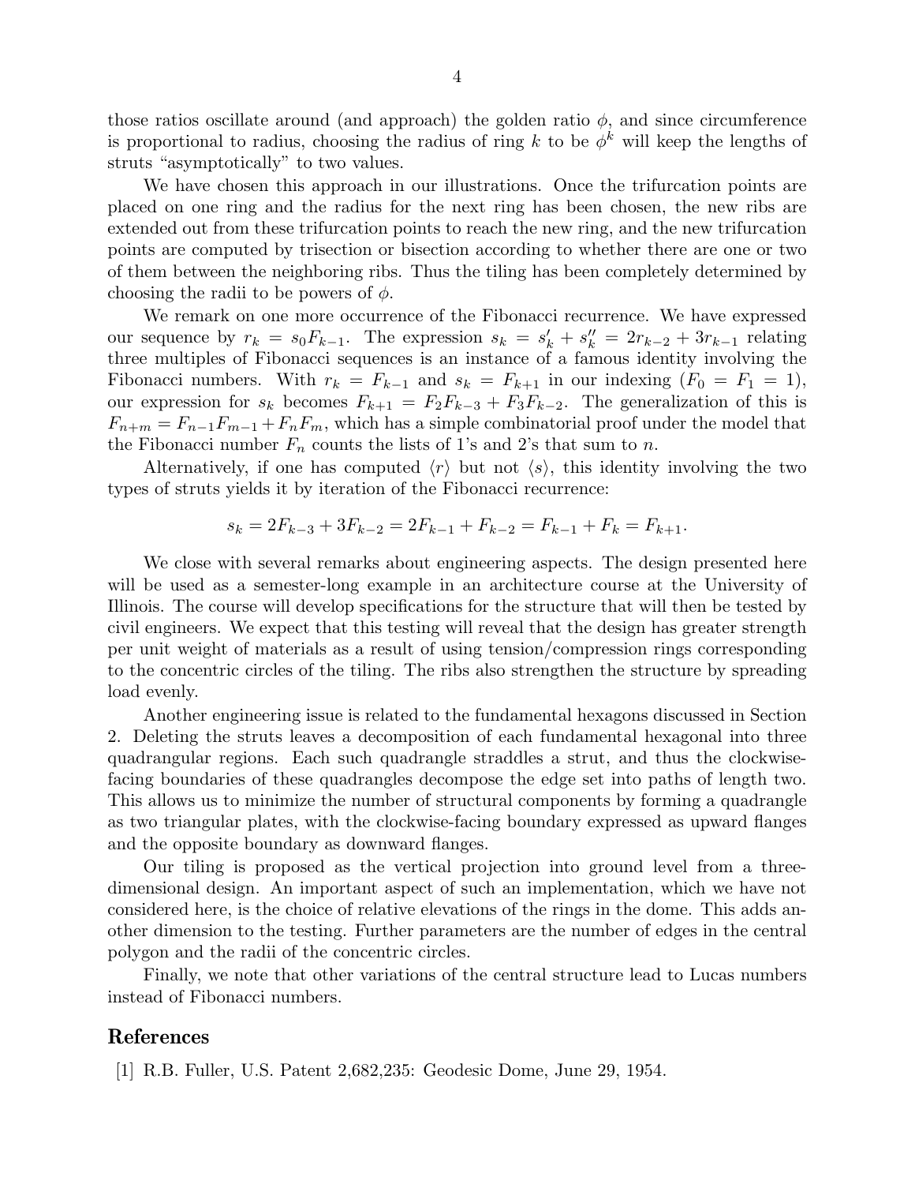those ratios oscillate around (and approach) the golden ratio $\phi$, and since circumference is proportional to radius, choosing the radius of ring $k$ to be $\phi^k$ will keep the lengths of struts "asymptotically" to two values.

We have chosen this approach in our illustrations. Once the trifurcation points are placed on one ring and the radius for the next ring has been chosen, the new ribs are extended out from these trifurcation points to reach the new ring, and the new trifurcation points are computed by trisection or bisection according to whether there are one or two of them between the neighboring ribs. Thus the tiling has been completely determined by choosing the radii to be powers of $\phi$.

We remark on one more occurrence of the Fibonacci recurrence. We have expressed our sequence by $r_k = s_0 F_{k-1}$. The expression $s_k = s'_k + s''_k = 2r_{k-2} + 3r_{k-1}$ relating three multiples of Fibonacci sequences is an instance of a famous identity involving the Fibonacci numbers. With $r_k = F_{k-1}$ and $s_k = F_{k+1}$ in our indexing ($F_0 = F_1 = 1$), our expression for $s_k$ becomes $F_{k+1} = F_2 F_{k-3} + F_3 F_{k-2}$. The generalization of this is $F_{n+m} = F_{n-1}F_{m-1} + F_n F_m$, which has a simple combinatorial proof under the model that the Fibonacci number $F_n$ counts the lists of 1's and 2's that sum to $n$.

Alternatively, if one has computed $\langle r \rangle$ but not $\langle s \rangle$, this identity involving the two types of struts yields it by iteration of the Fibonacci recurrence:

$$s_k = 2F_{k-3} + 3F_{k-2} = 2F_{k-1} + F_{k-2} = F_{k-1} + F_k = F_{k+1}.$$

We close with several remarks about engineering aspects. The design presented here will be used as a semester-long example in an architecture course at the University of Illinois. The course will develop specifications for the structure that will then be tested by civil engineers. We expect that this testing will reveal that the design has greater strength per unit weight of materials as a result of using tension/compression rings corresponding to the concentric circles of the tiling. The ribs also strengthen the structure by spreading load evenly.

Another engineering issue is related to the fundamental hexagons discussed in Section 2. Deleting the struts leaves a decomposition of each fundamental hexagonal into three quadrangular regions. Each such quadrangle straddles a strut, and thus the clockwise-facing boundaries of these quadrangles decompose the edge set into paths of length two. This allows us to minimize the number of structural components by forming a quadrangle as two triangular plates, with the clockwise-facing boundary expressed as upward flanges and the opposite boundary as downward flanges.

Our tiling is proposed as the vertical projection into ground level from a three-dimensional design. An important aspect of such an implementation, which we have not considered here, is the choice of relative elevations of the rings in the dome. This adds another dimension to the testing. Further parameters are the number of edges in the central polygon and the radii of the concentric circles.

Finally, we note that other variations of the central structure lead to Lucas numbers instead of Fibonacci numbers.

## References

[1] R.B. Fuller, U.S. Patent 2,682,235: Geodesic Dome, June 29, 1954.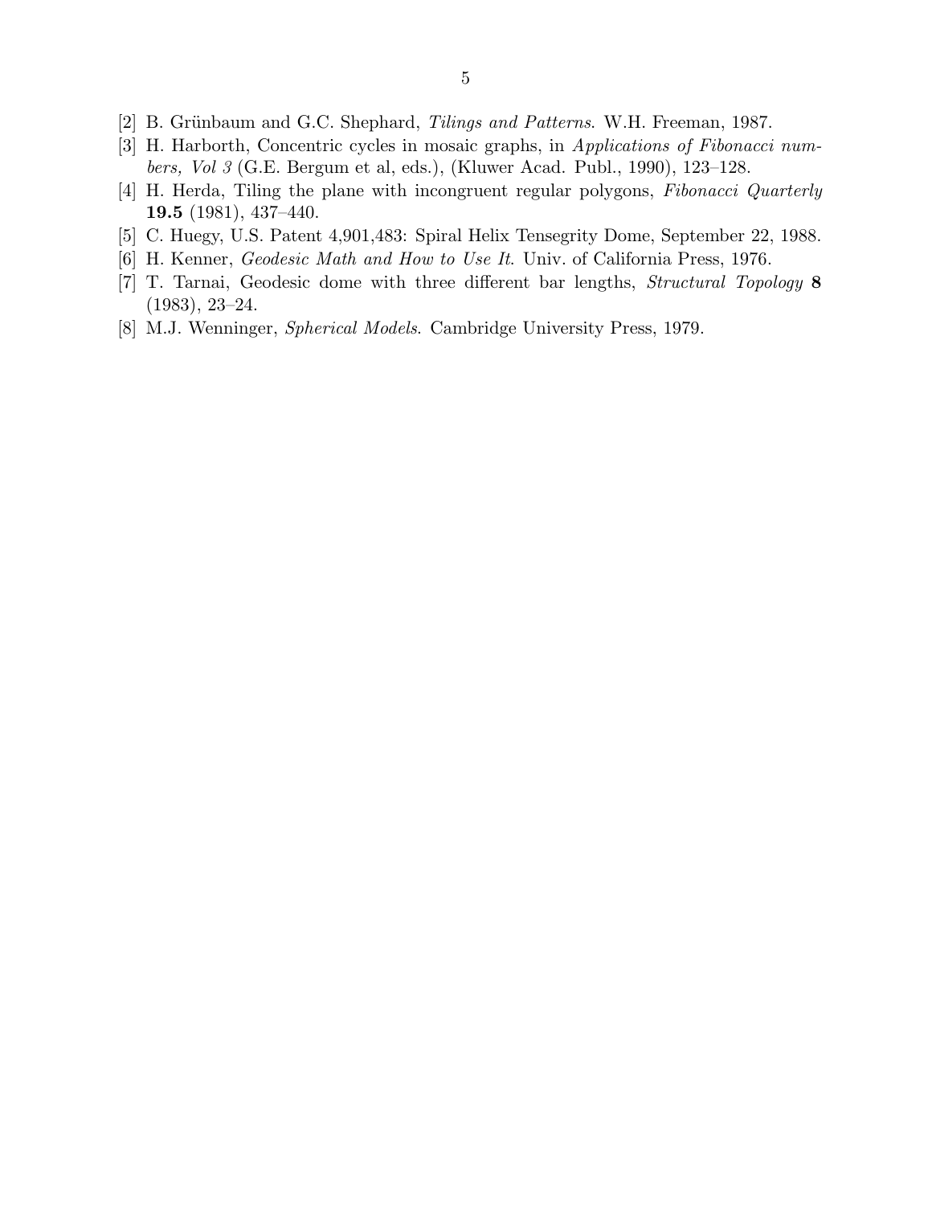[2] B. Grünbaum and G.C. Shephard, *Tilings and Patterns*. W.H. Freeman, 1987.

[3] H. Harborth, Concentric cycles in mosaic graphs, in *Applications of Fibonacci numbers, Vol 3* (G.E. Bergum et al, eds.), (Kluwer Acad. Publ., 1990), 123–128.

[4] H. Herda, Tiling the plane with incongruent regular polygons, *Fibonacci Quarterly* **19.5** (1981), 437–440.

[5] C. Huegy, U.S. Patent 4,901,483: Spiral Helix Tensegrity Dome, September 22, 1988.

[6] H. Kenner, *Geodesic Math and How to Use It*. Univ. of California Press, 1976.

[7] T. Tarnai, Geodesic dome with three different bar lengths, *Structural Topology* **8** (1983), 23–24.

[8] M.J. Wenninger, *Spherical Models*. Cambridge University Press, 1979.